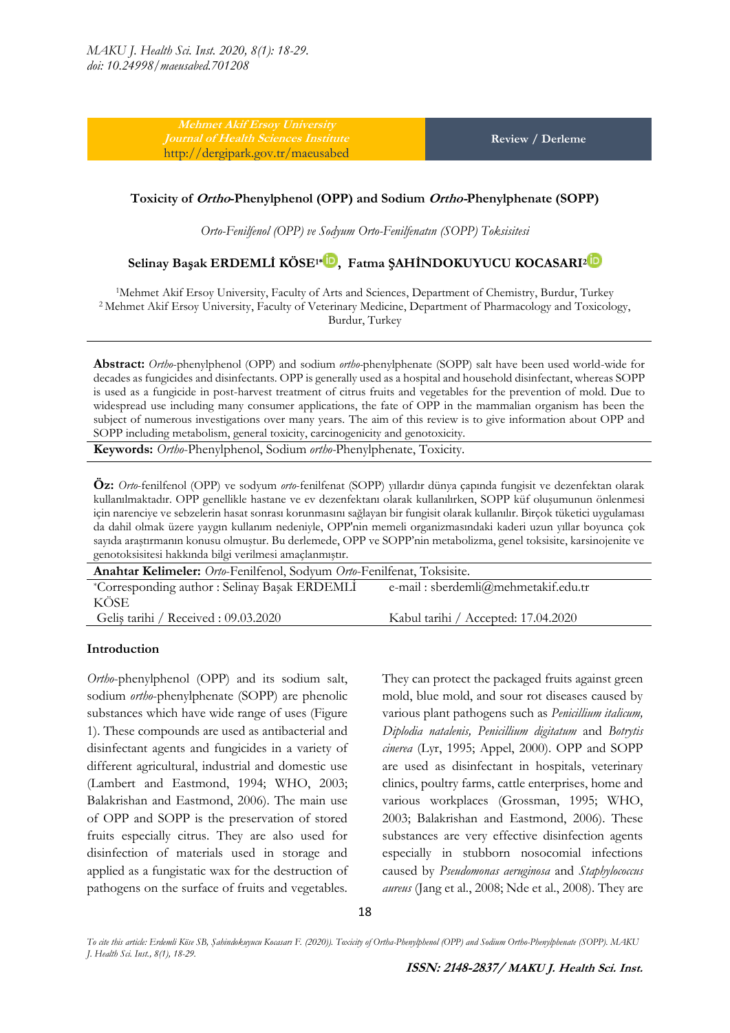**Mehmet Akif Ersoy University Journal of Health Sciences Institute**
http://dergipark.gov.tr/maeusabed

**Review / Derleme**

# Toxicity of *Ortho*-Phenylphenol (OPP) and Sodium *Ortho*-Phenylphenate (SOPP)

*Orto-Fenilfenol (OPP) ve Sodyum Orto-Fenilfenatın (SOPP) Toksisitesi*

**Selinay Başak ERDEMLİ KÖSE[1]\*, Fatma ŞAHİNDOKUYUCU KOCASARI[2]**

[1]Mehmet Akif Ersoy University, Faculty of Arts and Sciences, Department of Chemistry, Burdur, Turkey
[2]Mehmet Akif Ersoy University, Faculty of Veterinary Medicine, Department of Pharmacology and Toxicology, Burdur, Turkey

**Abstract:** *Ortho*-phenylphenol (OPP) and sodium *ortho*-phenylphenate (SOPP) salt have been used world-wide for decades as fungicides and disinfectants. OPP is generally used as a hospital and household disinfectant, whereas SOPP is used as a fungicide in post-harvest treatment of citrus fruits and vegetables for the prevention of mold. Due to widespread use including many consumer applications, the fate of OPP in the mammalian organism has been the subject of numerous investigations over many years. The aim of this review is to give information about OPP and SOPP including metabolism, general toxicity, carcinogenicity and genotoxicity.

**Keywords:** *Ortho*-Phenylphenol, Sodium *ortho*-Phenylphenate, Toxicity.

**Öz:** *Orto*-fenilfenol (OPP) ve sodyum *orto*-fenilfenat (SOPP) yıllardır dünya çapında fungisit ve dezenfektan olarak kullanılmaktadır. OPP genellikle hastane ve ev dezenfektanı olarak kullanılırken, SOPP küf oluşumunun önlenmesi için narenciye ve sebzelerin hasat sonrası korunmasını sağlayan bir fungisit olarak kullanılır. Birçok tüketici uygulaması da dahil olmak üzere yaygın kullanım nedeniyle, OPP'nin memeli organizmasındaki kaderi uzun yıllar boyunca çok sayıda araştırmanın konusu olmuştur. Bu derlemede, OPP ve SOPP'nin metabolizma, genel toksisite, karsinojenite ve genotoksisitesi hakkında bilgi verilmesi amaçlanmıştır.

**Anahtar Kelimeler:** *Orto*-Fenilfenol, Sodyum *Orto*-Fenilfenat, Toksisite.

| \*Corresponding author : Selinay Başak ERDEMLİ KÖSE | e-mail : sberdemli@mehmetakif.edu.tr |
| --- | --- |
| Geliş tarihi / Received : 09.03.2020 | Kabul tarihi / Accepted: 17.04.2020 |

## Introduction

*Ortho*-phenylphenol (OPP) and its sodium salt, sodium *ortho*-phenylphenate (SOPP) are phenolic substances which have wide range of uses (Figure 1). These compounds are used as antibacterial and disinfectant agents and fungicides in a variety of different agricultural, industrial and domestic use (Lambert and Eastmond, 1994; WHO, 2003; Balakrishan and Eastmond, 2006). The main use of OPP and SOPP is the preservation of stored fruits especially citrus. They are also used for disinfection of materials used in storage and applied as a fungistatic wax for the destruction of pathogens on the surface of fruits and vegetables. They can protect the packaged fruits against green mold, blue mold, and sour rot diseases caused by various plant pathogens such as *Penicillium italicum, Diplodia natalenis, Penicillium digitatum* and *Botrytis cinerea* (Lyr, 1995; Appel, 2000). OPP and SOPP are used as disinfectant in hospitals, veterinary clinics, poultry farms, cattle enterprises, home and various workplaces (Grossman, 1995; WHO, 2003; Balakrishan and Eastmond, 2006). These substances are very effective disinfection agents especially in stubborn nosocomial infections caused by *Pseudomonas aeruginosa* and *Staphylococcus aureus* (Jang et al., 2008; Nde et al., 2008). They are

To cite this article: Erdemli Köse SB, Şahindokuyucu Kocasarı F. (2020)). Toxicity of Ortho-Phenylphenol (OPP) and Sodium Ortho-Phenylphenate (SOPP). MAKU J. Health Sci. Inst., 8(1), 18-29.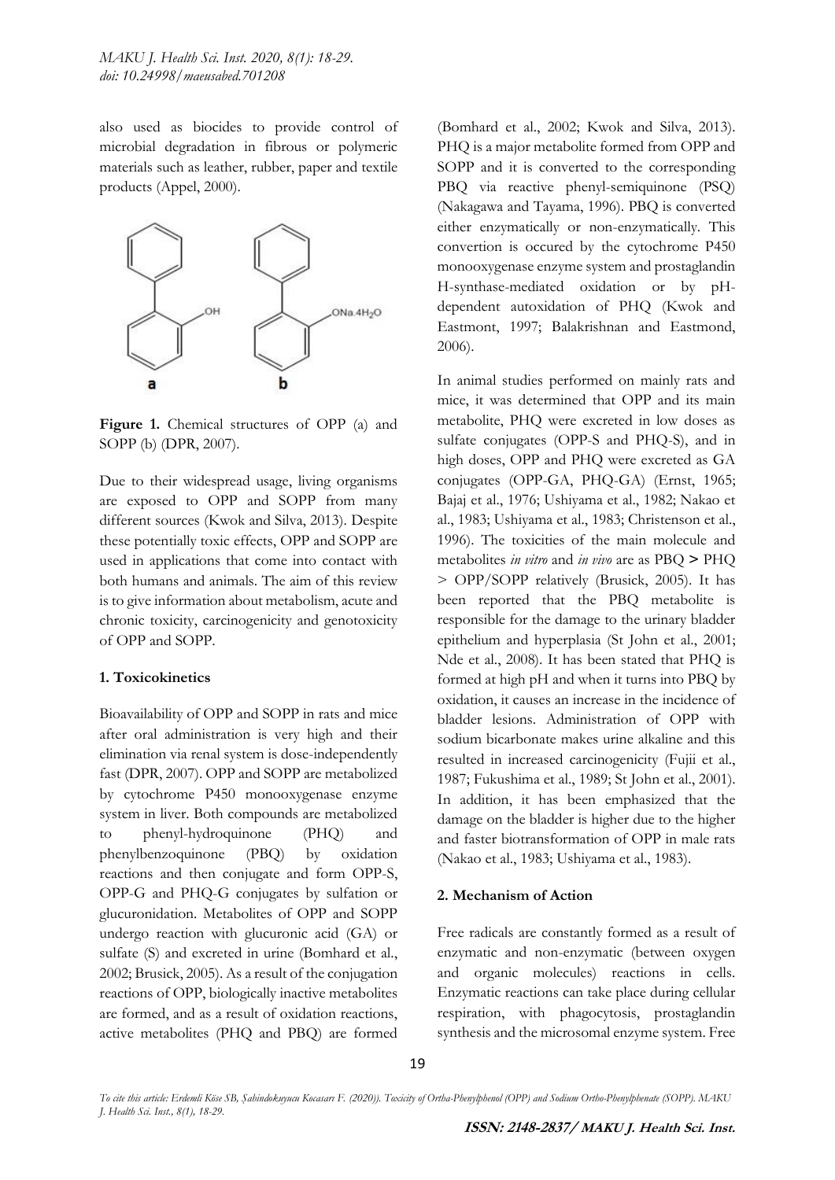also used as biocides to provide control of microbial degradation in fibrous or polymeric materials such as leather, rubber, paper and textile products (Appel, 2000).

**Figure 1.** Chemical structures of OPP (a) and SOPP (b) (DPR, 2007).

Due to their widespread usage, living organisms are exposed to OPP and SOPP from many different sources (Kwok and Silva, 2013). Despite these potentially toxic effects, OPP and SOPP are used in applications that come into contact with both humans and animals. The aim of this review is to give information about metabolism, acute and chronic toxicity, carcinogenicity and genotoxicity of OPP and SOPP.

## 1. Toxicokinetics

Bioavailability of OPP and SOPP in rats and mice after oral administration is very high and their elimination via renal system is dose-independently fast (DPR, 2007). OPP and SOPP are metabolized by cytochrome P450 monooxygenase enzyme system in liver. Both compounds are metabolized to phenyl-hydroquinone (PHQ) and phenylbenzoquinone (PBQ) by oxidation reactions and then conjugate and form OPP-S, OPP-G and PHQ-G conjugates by sulfation or glucuronidation. Metabolites of OPP and SOPP undergo reaction with glucuronic acid (GA) or sulfate (S) and excreted in urine (Bomhard et al., 2002; Brusick, 2005). As a result of the conjugation reactions of OPP, biologically inactive metabolites are formed, and as a result of oxidation reactions, active metabolites (PHQ and PBQ) are formed (Bomhard et al., 2002; Kwok and Silva, 2013). PHQ is a major metabolite formed from OPP and SOPP and it is converted to the corresponding PBQ via reactive phenyl-semiquinone (PSQ) (Nakagawa and Tayama, 1996). PBQ is converted either enzymatically or non-enzymatically. This convertion is occured by the cytochrome P450 monooxygenase enzyme system and prostaglandin H-synthase-mediated oxidation or by pH-dependent autoxidation of PHQ (Kwok and Eastmont, 1997; Balakrishnan and Eastmond, 2006).

In animal studies performed on mainly rats and mice, it was determined that OPP and its main metabolite, PHQ were excreted in low doses as sulfate conjugates (OPP-S and PHQ-S), and in high doses, OPP and PHQ were excreted as GA conjugates (OPP-GA, PHQ-GA) (Ernst, 1965; Bajaj et al., 1976; Ushiyama et al., 1982; Nakao et al., 1983; Ushiyama et al., 1983; Christenson et al., 1996). The toxicities of the main molecule and metabolites *in vitro* and *in vivo* are as PBQ > PHQ > OPP/SOPP relatively (Brusick, 2005). It has been reported that the PBQ metabolite is responsible for the damage to the urinary bladder epithelium and hyperplasia (St John et al., 2001; Nde et al., 2008). It has been stated that PHQ is formed at high pH and when it turns into PBQ by oxidation, it causes an increase in the incidence of bladder lesions. Administration of OPP with sodium bicarbonate makes urine alkaline and this resulted in increased carcinogenicity (Fujii et al., 1987; Fukushima et al., 1989; St John et al., 2001). In addition, it has been emphasized that the damage on the bladder is higher due to the higher and faster biotransformation of OPP in male rats (Nakao et al., 1983; Ushiyama et al., 1983).

## 2. Mechanism of Action

Free radicals are constantly formed as a result of enzymatic and non-enzymatic (between oxygen and organic molecules) reactions in cells. Enzymatic reactions can take place during cellular respiration, with phagocytosis, prostaglandin synthesis and the microsomal enzyme system. Free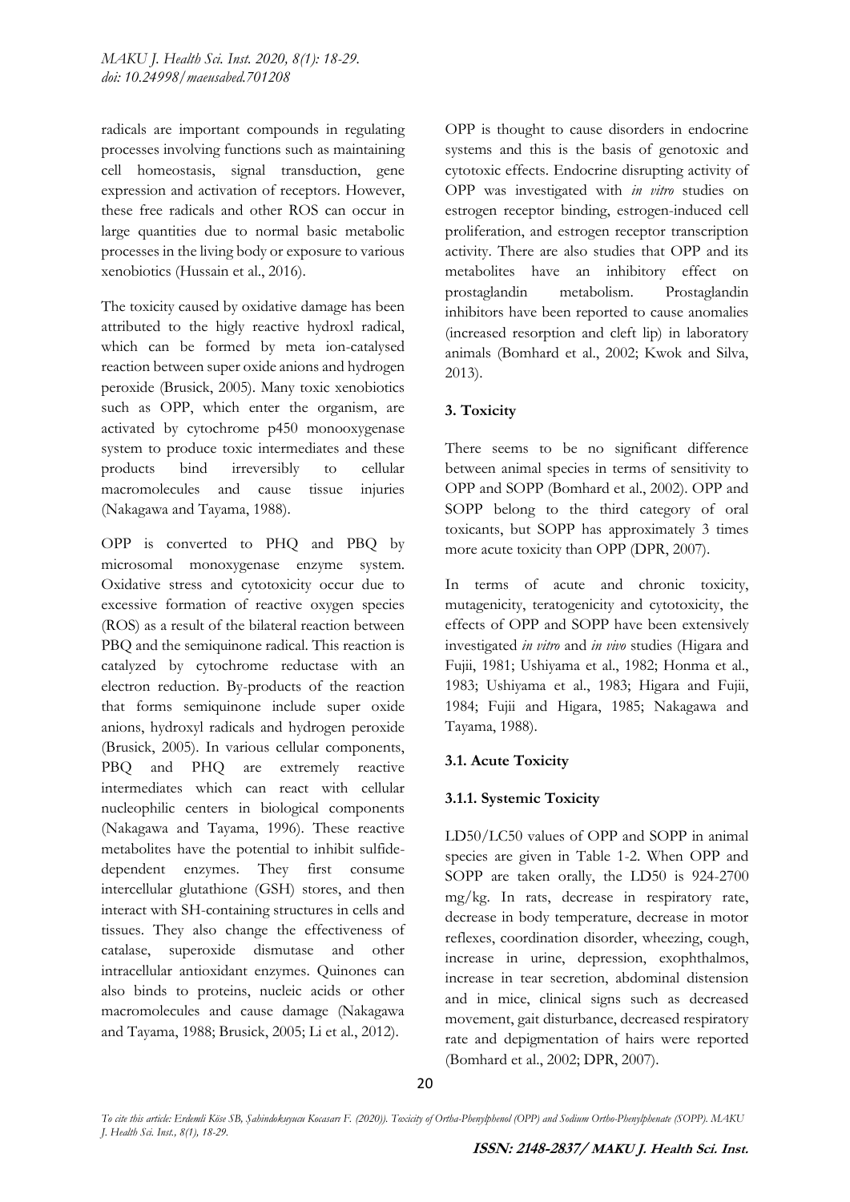radicals are important compounds in regulating processes involving functions such as maintaining cell homeostasis, signal transduction, gene expression and activation of receptors. However, these free radicals and other ROS can occur in large quantities due to normal basic metabolic processes in the living body or exposure to various xenobiotics (Hussain et al., 2016).

The toxicity caused by oxidative damage has been attributed to the higly reactive hydroxl radical, which can be formed by meta ion-catalysed reaction between super oxide anions and hydrogen peroxide (Brusick, 2005). Many toxic xenobiotics such as OPP, which enter the organism, are activated by cytochrome p450 monooxygenase system to produce toxic intermediates and these products bind irreversibly to cellular macromolecules and cause tissue injuries (Nakagawa and Tayama, 1988).

OPP is converted to PHQ and PBQ by microsomal monoxygenase enzyme system. Oxidative stress and cytotoxicity occur due to excessive formation of reactive oxygen species (ROS) as a result of the bilateral reaction between PBQ and the semiquinone radical. This reaction is catalyzed by cytochrome reductase with an electron reduction. By-products of the reaction that forms semiquinone include super oxide anions, hydroxyl radicals and hydrogen peroxide (Brusick, 2005). In various cellular components, PBQ and PHQ are extremely reactive intermediates which can react with cellular nucleophilic centers in biological components (Nakagawa and Tayama, 1996). These reactive metabolites have the potential to inhibit sulfide-dependent enzymes. They first consume intercellular glutathione (GSH) stores, and then interact with SH-containing structures in cells and tissues. They also change the effectiveness of catalase, superoxide dismutase and other intracellular antioxidant enzymes. Quinones can also binds to proteins, nucleic acids or other macromolecules and cause damage (Nakagawa and Tayama, 1988; Brusick, 2005; Li et al., 2012).

OPP is thought to cause disorders in endocrine systems and this is the basis of genotoxic and cytotoxic effects. Endocrine disrupting activity of OPP was investigated with *in vitro* studies on estrogen receptor binding, estrogen-induced cell proliferation, and estrogen receptor transcription activity. There are also studies that OPP and its metabolites have an inhibitory effect on prostaglandin metabolism. Prostaglandin inhibitors have been reported to cause anomalies (increased resorption and cleft lip) in laboratory animals (Bomhard et al., 2002; Kwok and Silva, 2013).

## 3. Toxicity

There seems to be no significant difference between animal species in terms of sensitivity to OPP and SOPP (Bomhard et al., 2002). OPP and SOPP belong to the third category of oral toxicants, but SOPP has approximately 3 times more acute toxicity than OPP (DPR, 2007).

In terms of acute and chronic toxicity, mutagenicity, teratogenicity and cytotoxicity, the effects of OPP and SOPP have been extensively investigated *in vitro* and *in vivo* studies (Higara and Fujii, 1981; Ushiyama et al., 1982; Honma et al., 1983; Ushiyama et al., 1983; Higara and Fujii, 1984; Fujii and Higara, 1985; Nakagawa and Tayama, 1988).

### 3.1. Acute Toxicity

#### 3.1.1. Systemic Toxicity

LD50/LC50 values of OPP and SOPP in animal species are given in Table 1-2. When OPP and SOPP are taken orally, the LD50 is 924-2700 mg/kg. In rats, decrease in respiratory rate, decrease in body temperature, decrease in motor reflexes, coordination disorder, wheezing, cough, increase in urine, depression, exophthalmos, increase in tear secretion, abdominal distension and in mice, clinical signs such as decreased movement, gait disturbance, decreased respiratory rate and depigmentation of hairs were reported (Bomhard et al., 2002; DPR, 2007).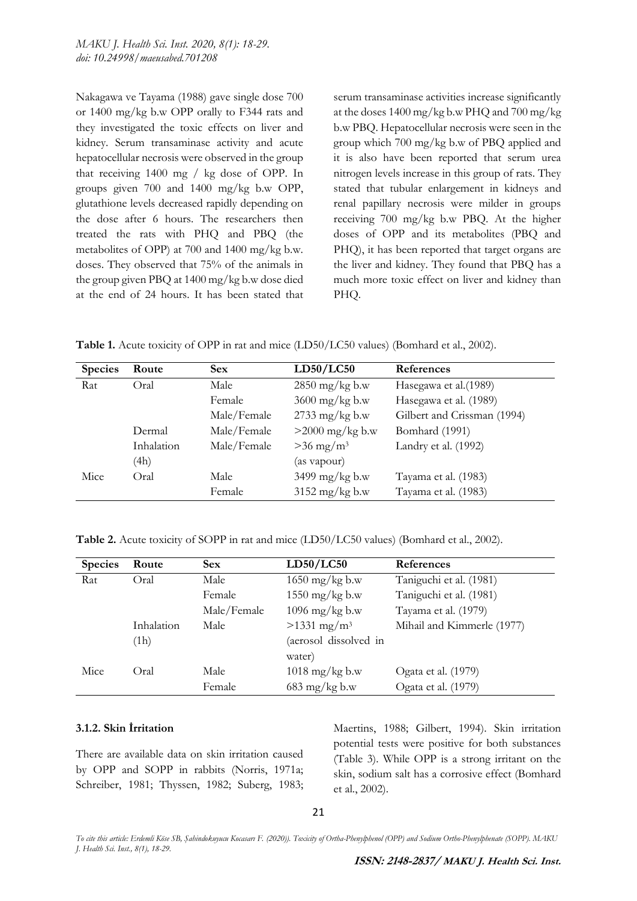Nakagawa ve Tayama (1988) gave single dose 700 or 1400 mg/kg b.w OPP orally to F344 rats and they investigated the toxic effects on liver and kidney. Serum transaminase activity and acute hepatocellular necrosis were observed in the group that receiving 1400 mg / kg dose of OPP. In groups given 700 and 1400 mg/kg b.w OPP, glutathione levels decreased rapidly depending on the dose after 6 hours. The researchers then treated the rats with PHQ and PBQ (the metabolites of OPP) at 700 and 1400 mg/kg b.w. doses. They observed that 75% of the animals in the group given PBQ at 1400 mg/kg b.w dose died at the end of 24 hours. It has been stated that serum transaminase activities increase significantly at the doses 1400 mg/kg b.w PHQ and 700 mg/kg b.w PBQ. Hepatocellular necrosis were seen in the group which 700 mg/kg b.w of PBQ applied and it is also have been reported that serum urea nitrogen levels increase in this group of rats. They stated that tubular enlargement in kidneys and renal papillary necrosis were milder in groups receiving 700 mg/kg b.w PBQ. At the higher doses of OPP and its metabolites (PBQ and PHQ), it has been reported that target organs are the liver and kidney. They found that PBQ has a much more toxic effect on liver and kidney than PHQ.

**Table 1.** Acute toxicity of OPP in rat and mice (LD50/LC50 values) (Bomhard et al., 2002).

| Species | Route | Sex | LD50/LC50 | References |
|---|---|---|---|---|
| Rat | Oral | Male | 2850 mg/kg b.w | Hasegawa et al.(1989) |
| | | Female | 3600 mg/kg b.w | Hasegawa et al. (1989) |
| | | Male/Female | 2733 mg/kg b.w | Gilbert and Crissman (1994) |
| | Dermal | Male/Female | >2000 mg/kg b.w | Bomhard (1991) |
| | Inhalation (4h) | Male/Female | >36 mg/m$^3$ (as vapour) | Landry et al. (1992) |
| Mice | Oral | Male | 3499 mg/kg b.w | Tayama et al. (1983) |
| | | Female | 3152 mg/kg b.w | Tayama et al. (1983) |

**Table 2.** Acute toxicity of SOPP in rat and mice (LD50/LC50 values) (Bomhard et al., 2002).

| Species | Route | Sex | LD50/LC50 | References |
|---|---|---|---|---|
| Rat | Oral | Male | 1650 mg/kg b.w | Taniguchi et al. (1981) |
| | | Female | 1550 mg/kg b.w | Taniguchi et al. (1981) |
| | | Male/Female | 1096 mg/kg b.w | Tayama et al. (1979) |
| | Inhalation (1h) | Male | >1331 mg/m$^3$ (aerosol dissolved in water) | Mihail and Kimmerle (1977) |
| Mice | Oral | Male | 1018 mg/kg b.w | Ogata et al. (1979) |
| | | Female | 683 mg/kg b.w | Ogata et al. (1979) |

### 3.1.2. Skin İrritation

There are available data on skin irritation caused by OPP and SOPP in rabbits (Norris, 1971a; Schreiber, 1981; Thyssen, 1982; Suberg, 1983; Maertins, 1988; Gilbert, 1994). Skin irritation potential tests were positive for both substances (Table 3). While OPP is a strong irritant on the skin, sodium salt has a corrosive effect (Bomhard et al., 2002).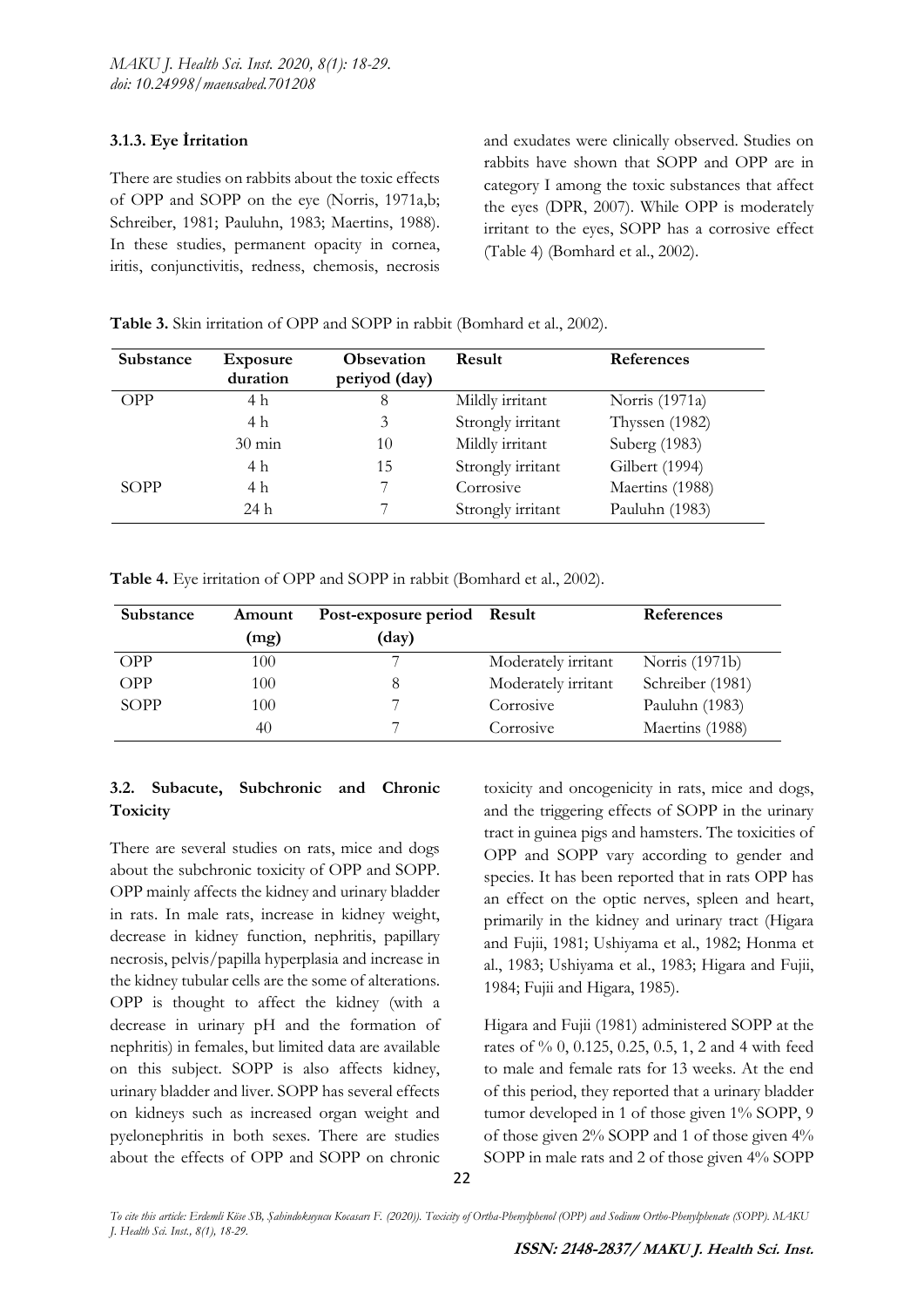### 3.1.3. Eye İrritation

There are studies on rabbits about the toxic effects of OPP and SOPP on the eye (Norris, 1971a,b; Schreiber, 1981; Pauluhn, 1983; Maertins, 1988). In these studies, permanent opacity in cornea, iritis, conjunctivitis, redness, chemosis, necrosis and exudates were clinically observed. Studies on rabbits have shown that SOPP and OPP are in category I among the toxic substances that affect the eyes (DPR, 2007). While OPP is moderately irritant to the eyes, SOPP has a corrosive effect (Table 4) (Bomhard et al., 2002).

**Table 3.** Skin irritation of OPP and SOPP in rabbit (Bomhard et al., 2002).

| Substance | Exposure duration | Obsevation periyod (day) | Result | References |
|---|---|---|---|---|
| OPP | 4 h | 8 | Mildly irritant | Norris (1971a) |
| | 4 h | 3 | Strongly irritant | Thyssen (1982) |
| | 30 min | 10 | Mildly irritant | Suberg (1983) |
| | 4 h | 15 | Strongly irritant | Gilbert (1994) |
| SOPP | 4 h | 7 | Corrosive | Maertins (1988) |
| | 24 h | 7 | Strongly irritant | Pauluhn (1983) |

**Table 4.** Eye irritation of OPP and SOPP in rabbit (Bomhard et al., 2002).

| Substance | Amount (mg) | Post-exposure period (day) | Result | References |
|---|---|---|---|---|
| OPP | 100 | 7 | Moderately irritant | Norris (1971b) |
| OPP | 100 | 8 | Moderately irritant | Schreiber (1981) |
| SOPP | 100 | 7 | Corrosive | Pauluhn (1983) |
| | 40 | 7 | Corrosive | Maertins (1988) |

## 3.2. Subacute, Subchronic and Chronic Toxicity

There are several studies on rats, mice and dogs about the subchronic toxicity of OPP and SOPP. OPP mainly affects the kidney and urinary bladder in rats. In male rats, increase in kidney weight, decrease in kidney function, nephritis, papillary necrosis, pelvis/papilla hyperplasia and increase in the kidney tubular cells are the some of alterations. OPP is thought to affect the kidney (with a decrease in urinary pH and the formation of nephritis) in females, but limited data are available on this subject. SOPP is also affects kidney, urinary bladder and liver. SOPP has several effects on kidneys such as increased organ weight and pyelonephritis in both sexes. There are studies about the effects of OPP and SOPP on chronic toxicity and oncogenicity in rats, mice and dogs, and the triggering effects of SOPP in the urinary tract in guinea pigs and hamsters. The toxicities of OPP and SOPP vary according to gender and species. It has been reported that in rats OPP has an effect on the optic nerves, spleen and heart, primarily in the kidney and urinary tract (Higara and Fujii, 1981; Ushiyama et al., 1982; Honma et al., 1983; Ushiyama et al., 1983; Higara and Fujii, 1984; Fujii and Higara, 1985).

Higara and Fujii (1981) administered SOPP at the rates of % 0, 0.125, 0.25, 0.5, 1, 2 and 4 with feed to male and female rats for 13 weeks. At the end of this period, they reported that a urinary bladder tumor developed in 1 of those given 1% SOPP, 9 of those given 2% SOPP and 1 of those given 4% SOPP in male rats and 2 of those given 4% SOPP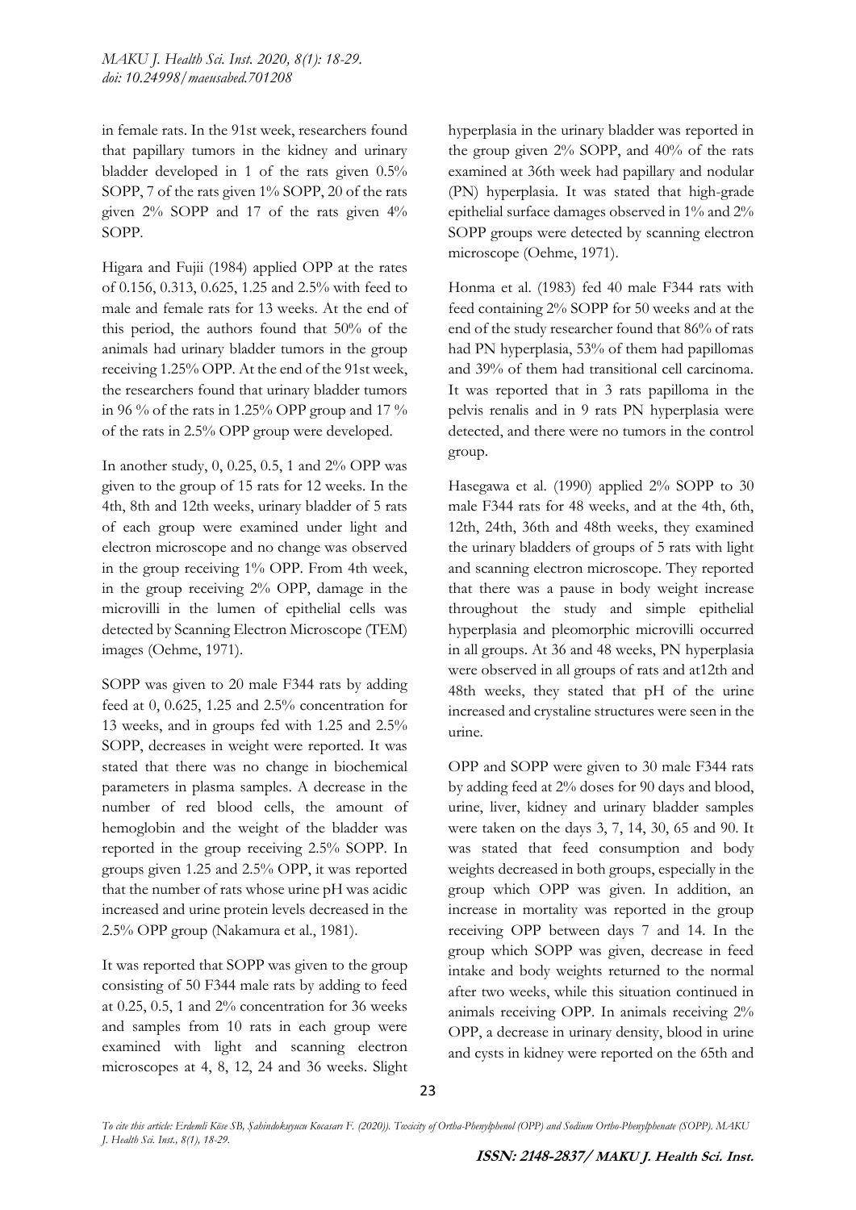in female rats. In the 91st week, researchers found that papillary tumors in the kidney and urinary bladder developed in 1 of the rats given 0.5% SOPP, 7 of the rats given 1% SOPP, 20 of the rats given 2% SOPP and 17 of the rats given 4% SOPP.

Higara and Fujii (1984) applied OPP at the rates of 0.156, 0.313, 0.625, 1.25 and 2.5% with feed to male and female rats for 13 weeks. At the end of this period, the authors found that 50% of the animals had urinary bladder tumors in the group receiving 1.25% OPP. At the end of the 91st week, the researchers found that urinary bladder tumors in 96 % of the rats in 1.25% OPP group and 17 % of the rats in 2.5% OPP group were developed.

In another study, 0, 0.25, 0.5, 1 and 2% OPP was given to the group of 15 rats for 12 weeks. In the 4th, 8th and 12th weeks, urinary bladder of 5 rats of each group were examined under light and electron microscope and no change was observed in the group receiving 1% OPP. From 4th week, in the group receiving 2% OPP, damage in the microvilli in the lumen of epithelial cells was detected by Scanning Electron Microscope (TEM) images (Oehme, 1971).

SOPP was given to 20 male F344 rats by adding feed at 0, 0.625, 1.25 and 2.5% concentration for 13 weeks, and in groups fed with 1.25 and 2.5% SOPP, decreases in weight were reported. It was stated that there was no change in biochemical parameters in plasma samples. A decrease in the number of red blood cells, the amount of hemoglobin and the weight of the bladder was reported in the group receiving 2.5% SOPP. In groups given 1.25 and 2.5% OPP, it was reported that the number of rats whose urine pH was acidic increased and urine protein levels decreased in the 2.5% OPP group (Nakamura et al., 1981).

It was reported that SOPP was given to the group consisting of 50 F344 male rats by adding to feed at 0.25, 0.5, 1 and 2% concentration for 36 weeks and samples from 10 rats in each group were examined with light and scanning electron microscopes at 4, 8, 12, 24 and 36 weeks. Slight hyperplasia in the urinary bladder was reported in the group given 2% SOPP, and 40% of the rats examined at 36th week had papillary and nodular (PN) hyperplasia. It was stated that high-grade epithelial surface damages observed in 1% and 2% SOPP groups were detected by scanning electron microscope (Oehme, 1971).

Honma et al. (1983) fed 40 male F344 rats with feed containing 2% SOPP for 50 weeks and at the end of the study researcher found that 86% of rats had PN hyperplasia, 53% of them had papillomas and 39% of them had transitional cell carcinoma. It was reported that in 3 rats papilloma in the pelvis renalis and in 9 rats PN hyperplasia were detected, and there were no tumors in the control group.

Hasegawa et al. (1990) applied 2% SOPP to 30 male F344 rats for 48 weeks, and at the 4th, 6th, 12th, 24th, 36th and 48th weeks, they examined the urinary bladders of groups of 5 rats with light and scanning electron microscope. They reported that there was a pause in body weight increase throughout the study and simple epithelial hyperplasia and pleomorphic microvilli occurred in all groups. At 36 and 48 weeks, PN hyperplasia were observed in all groups of rats and at12th and 48th weeks, they stated that pH of the urine increased and crystaline structures were seen in the urine.

OPP and SOPP were given to 30 male F344 rats by adding feed at 2% doses for 90 days and blood, urine, liver, kidney and urinary bladder samples were taken on the days 3, 7, 14, 30, 65 and 90. It was stated that feed consumption and body weights decreased in both groups, especially in the group which OPP was given. In addition, an increase in mortality was reported in the group receiving OPP between days 7 and 14. In the group which SOPP was given, decrease in feed intake and body weights returned to the normal after two weeks, while this situation continued in animals receiving OPP. In animals receiving 2% OPP, a decrease in urinary density, blood in urine and cysts in kidney were reported on the 65th and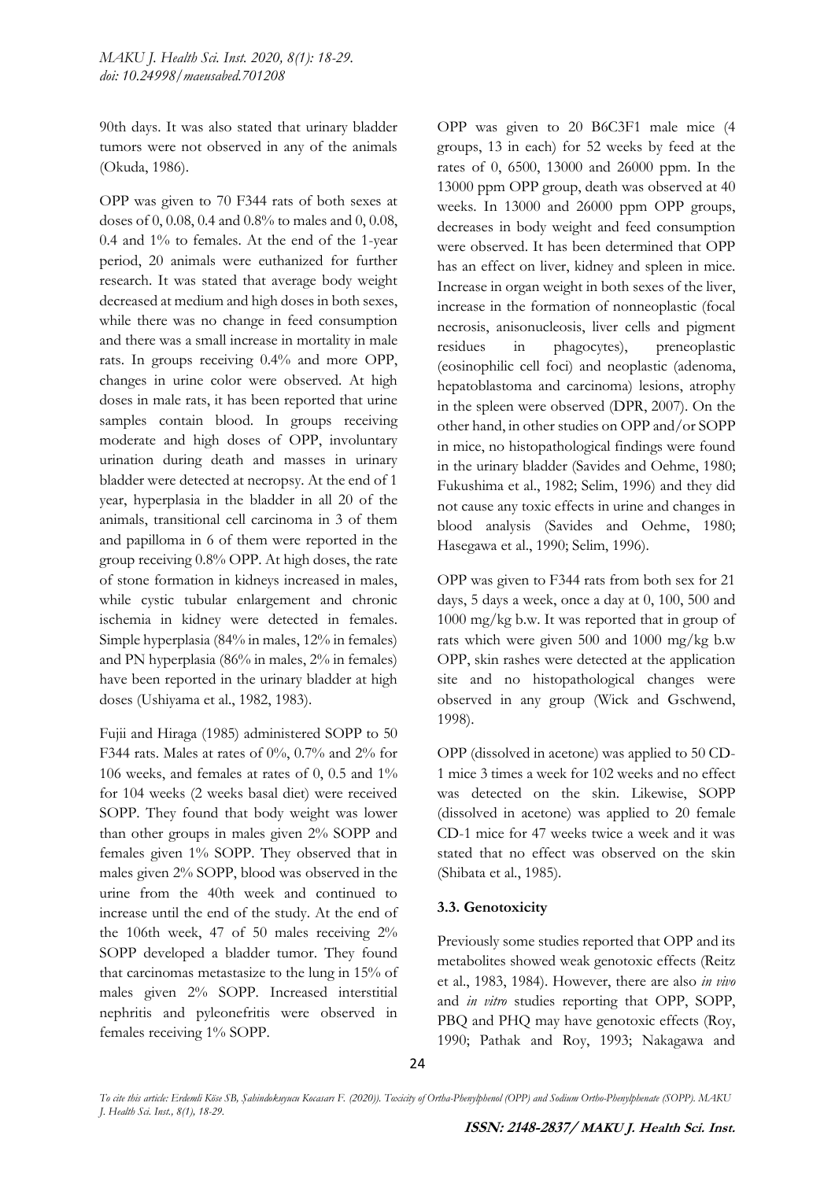90th days. It was also stated that urinary bladder tumors were not observed in any of the animals (Okuda, 1986).

OPP was given to 70 F344 rats of both sexes at doses of 0, 0.08, 0.4 and 0.8% to males and 0, 0.08, 0.4 and 1% to females. At the end of the 1-year period, 20 animals were euthanized for further research. It was stated that average body weight decreased at medium and high doses in both sexes, while there was no change in feed consumption and there was a small increase in mortality in male rats. In groups receiving 0.4% and more OPP, changes in urine color were observed. At high doses in male rats, it has been reported that urine samples contain blood. In groups receiving moderate and high doses of OPP, involuntary urination during death and masses in urinary bladder were detected at necropsy. At the end of 1 year, hyperplasia in the bladder in all 20 of the animals, transitional cell carcinoma in 3 of them and papilloma in 6 of them were reported in the group receiving 0.8% OPP. At high doses, the rate of stone formation in kidneys increased in males, while cystic tubular enlargement and chronic ischemia in kidney were detected in females. Simple hyperplasia (84% in males, 12% in females) and PN hyperplasia (86% in males, 2% in females) have been reported in the urinary bladder at high doses (Ushiyama et al., 1982, 1983).

Fujii and Hiraga (1985) administered SOPP to 50 F344 rats. Males at rates of 0%, 0.7% and 2% for 106 weeks, and females at rates of 0, 0.5 and 1% for 104 weeks (2 weeks basal diet) were received SOPP. They found that body weight was lower than other groups in males given 2% SOPP and females given 1% SOPP. They observed that in males given 2% SOPP, blood was observed in the urine from the 40th week and continued to increase until the end of the study. At the end of the 106th week, 47 of 50 males receiving 2% SOPP developed a bladder tumor. They found that carcinomas metastasize to the lung in 15% of males given 2% SOPP. Increased interstitial nephritis and pyleonefritis were observed in females receiving 1% SOPP.

OPP was given to 20 B6C3F1 male mice (4 groups, 13 in each) for 52 weeks by feed at the rates of 0, 6500, 13000 and 26000 ppm. In the 13000 ppm OPP group, death was observed at 40 weeks. In 13000 and 26000 ppm OPP groups, decreases in body weight and feed consumption were observed. It has been determined that OPP has an effect on liver, kidney and spleen in mice. Increase in organ weight in both sexes of the liver, increase in the formation of nonneoplastic (focal necrosis, anisonucleosis, liver cells and pigment residues in phagocytes), preneoplastic (eosinophilic cell foci) and neoplastic (adenoma, hepatoblastoma and carcinoma) lesions, atrophy in the spleen were observed (DPR, 2007). On the other hand, in other studies on OPP and/or SOPP in mice, no histopathological findings were found in the urinary bladder (Savides and Oehme, 1980; Fukushima et al., 1982; Selim, 1996) and they did not cause any toxic effects in urine and changes in blood analysis (Savides and Oehme, 1980; Hasegawa et al., 1990; Selim, 1996).

OPP was given to F344 rats from both sex for 21 days, 5 days a week, once a day at 0, 100, 500 and 1000 mg/kg b.w. It was reported that in group of rats which were given 500 and 1000 mg/kg b.w OPP, skin rashes were detected at the application site and no histopathological changes were observed in any group (Wick and Gschwend, 1998).

OPP (dissolved in acetone) was applied to 50 CD-1 mice 3 times a week for 102 weeks and no effect was detected on the skin. Likewise, SOPP (dissolved in acetone) was applied to 20 female CD-1 mice for 47 weeks twice a week and it was stated that no effect was observed on the skin (Shibata et al., 1985).

### 3.3. Genotoxicity

Previously some studies reported that OPP and its metabolites showed weak genotoxic effects (Reitz et al., 1983, 1984). However, there are also *in vivo* and *in vitro* studies reporting that OPP, SOPP, PBQ and PHQ may have genotoxic effects (Roy, 1990; Pathak and Roy, 1993; Nakagawa and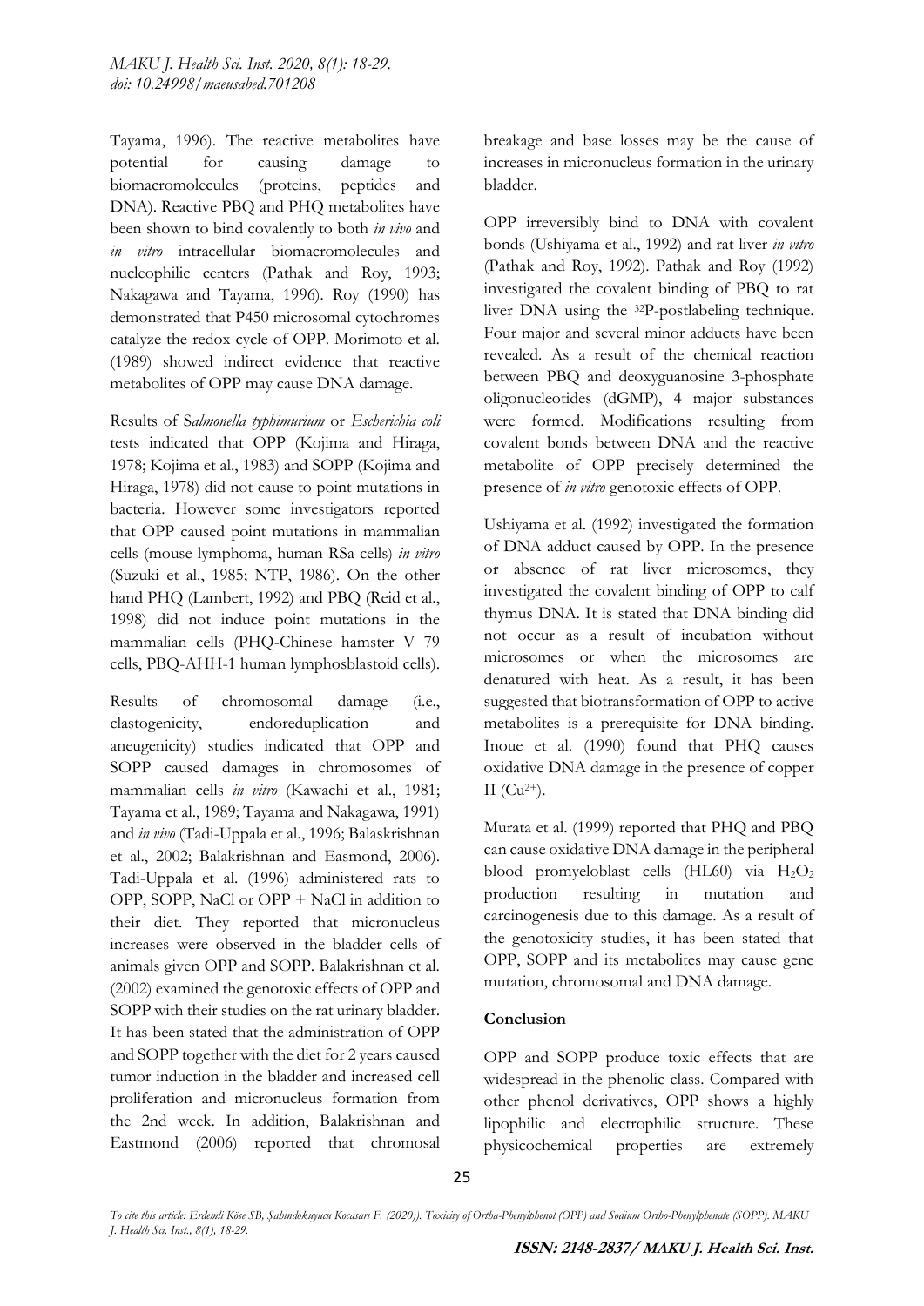Tayama, 1996). The reactive metabolites have potential for causing damage to biomacromolecules (proteins, peptides and DNA). Reactive PBQ and PHQ metabolites have been shown to bind covalently to both *in vivo* and *in vitro* intracellular biomacromolecules and nucleophilic centers (Pathak and Roy, 1993; Nakagawa and Tayama, 1996). Roy (1990) has demonstrated that P450 microsomal cytochromes catalyze the redox cycle of OPP. Morimoto et al. (1989) showed indirect evidence that reactive metabolites of OPP may cause DNA damage.

Results of S*almonella typhimurium* or *Escherichia coli* tests indicated that OPP (Kojima and Hiraga, 1978; Kojima et al., 1983) and SOPP (Kojima and Hiraga, 1978) did not cause to point mutations in bacteria. However some investigators reported that OPP caused point mutations in mammalian cells (mouse lymphoma, human RSa cells) *in vitro* (Suzuki et al., 1985; NTP, 1986). On the other hand PHQ (Lambert, 1992) and PBQ (Reid et al., 1998) did not induce point mutations in the mammalian cells (PHQ-Chinese hamster V 79 cells, PBQ-AHH-1 human lymphosblastoid cells).

Results of chromosomal damage (i.e., clastogenicity, endoreduplication and aneugenicity) studies indicated that OPP and SOPP caused damages in chromosomes of mammalian cells *in vitro* (Kawachi et al., 1981; Tayama et al., 1989; Tayama and Nakagawa, 1991) and *in vivo* (Tadi-Uppala et al., 1996; Balaskrishnan et al., 2002; Balakrishnan and Easmond, 2006). Tadi-Uppala et al. (1996) administered rats to OPP, SOPP, NaCl or OPP + NaCl in addition to their diet. They reported that micronucleus increases were observed in the bladder cells of animals given OPP and SOPP. Balakrishnan et al. (2002) examined the genotoxic effects of OPP and SOPP with their studies on the rat urinary bladder. It has been stated that the administration of OPP and SOPP together with the diet for 2 years caused tumor induction in the bladder and increased cell proliferation and micronucleus formation from the 2nd week. In addition, Balakrishnan and Eastmond (2006) reported that chromosal breakage and base losses may be the cause of increases in micronucleus formation in the urinary bladder.

OPP irreversibly bind to DNA with covalent bonds (Ushiyama et al., 1992) and rat liver *in vitro* (Pathak and Roy, 1992). Pathak and Roy (1992) investigated the covalent binding of PBQ to rat liver DNA using the $^{32}$P-postlabeling technique. Four major and several minor adducts have been revealed. As a result of the chemical reaction between PBQ and deoxyguanosine 3-phosphate oligonucleotides (dGMP), 4 major substances were formed. Modifications resulting from covalent bonds between DNA and the reactive metabolite of OPP precisely determined the presence of *in vitro* genotoxic effects of OPP.

Ushiyama et al. (1992) investigated the formation of DNA adduct caused by OPP. In the presence or absence of rat liver microsomes, they investigated the covalent binding of OPP to calf thymus DNA. It is stated that DNA binding did not occur as a result of incubation without microsomes or when the microsomes are denatured with heat. As a result, it has been suggested that biotransformation of OPP to active metabolites is a prerequisite for DNA binding. Inoue et al. (1990) found that PHQ causes oxidative DNA damage in the presence of copper II ($Cu^{2+}$).

Murata et al. (1999) reported that PHQ and PBQ can cause oxidative DNA damage in the peripheral blood promyeloblast cells (HL60) via $H_2O_2$ production resulting in mutation and carcinogenesis due to this damage. As a result of the genotoxicity studies, it has been stated that OPP, SOPP and its metabolites may cause gene mutation, chromosomal and DNA damage.

## Conclusion

OPP and SOPP produce toxic effects that are widespread in the phenolic class. Compared with other phenol derivatives, OPP shows a highly lipophilic and electrophilic structure. These physicochemical properties are extremely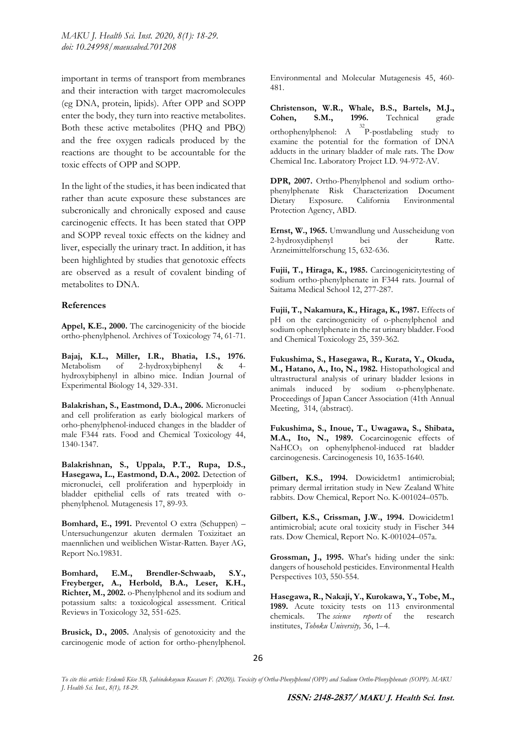important in terms of transport from membranes and their interaction with target macromolecules (eg DNA, protein, lipids). After OPP and SOPP enter the body, they turn into reactive metabolites. Both these active metabolites (PHQ and PBQ) and the free oxygen radicals produced by the reactions are thought to be accountable for the toxic effects of OPP and SOPP.

In the light of the studies, it has been indicated that rather than acute exposure these substances are subcronically and chronically exposed and cause carcinogenic effects. It has been stated that OPP and SOPP reveal toxic effects on the kidney and liver, especially the urinary tract. In addition, it has been highlighted by studies that genotoxic effects are observed as a result of covalent binding of metabolites to DNA.

## References

**Appel, K.E., 2000.** The carcinogenicity of the biocide ortho-phenylphenol. Archives of Toxicology 74, 61-71.

**Bajaj, K.L., Miller, I.R., Bhatia, I.S., 1976.** Metabolism of 2-hydroxybiphenyl & 4-hydroxybiphenyl in albino mice. Indian Journal of Experimental Biology 14, 329-331.

**Balakrishan, S., Eastmond, D.A., 2006.** Micronuclei and cell proliferation as early biological markers of ortho-phenylphenol-induced changes in the bladder of male F344 rats. Food and Chemical Toxicology 44, 1340-1347.

**Balakrishnan, S., Uppala, P.T., Rupa, D.S., Hasegawa, L., Eastmond, D.A., 2002.** Detection of micronuclei, cell proliferation and hyperploidy in bladder epithelial cells of rats treated with o-phenylphenol. Mutagenesis 17, 89-93.

**Bomhard, E., 1991.** Preventol O extra (Schuppen) – Untersuchungenzur akuten dermalen Toxizitaet an maennlichen und weiblichen Wistar-Ratten. Bayer AG, Report No.19831.

**Bomhard, E.M., Brendler-Schwaab, S.Y., Freyberger, A., Herbold, B.A., Leser, K.H., Richter, M., 2002.** o-Phenylphenol and its sodium and potassium salts: a toxicological assessment. Critical Reviews in Toxicology 32, 551-625.

**Brusick, D., 2005.** Analysis of genotoxicity and the carcinogenic mode of action for ortho-phenylphenol. Environmental and Molecular Mutagenesis 45, 460-481.

**Christenson, W.R., Whale, B.S., Bartels, M.J., Cohen, S.M., 1996.** Technical grade orthophenylphenol: A $^{32}$P-postlabeling study to examine the potential for the formation of DNA adducts in the urinary bladder of male rats. The Dow Chemical Inc. Laboratory Project I.D. 94-972-AV.

**DPR, 2007.** Ortho-Phenylphenol and sodium ortho-phenylphenate Risk Characterization Document Dietary Exposure. California Environmental Protection Agency, ABD.

**Ernst, W., 1965.** Umwandlung und Ausscheidung von 2-hydroxydiphenyl bei der Ratte. Arzneimittelforschung 15, 632-636.

**Fujii, T., Hiraga, K., 1985.** Carcinogenicitytesting of sodium ortho-phenylphenate in F344 rats. Journal of Saitama Medical School 12, 277-287.

**Fujii, T., Nakamura, K., Hiraga, K., 1987.** Effects of pH on the carcinogenicity of o-phenylphenol and sodium ophenylphenate in the rat urinary bladder. Food and Chemical Toxicology 25, 359-362.

**Fukushima, S., Hasegawa, R., Kurata, Y., Okuda, M., Hatano, A., Ito, N., 1982.** Histopathological and ultrastructural analysis of urinary bladder lesions in animals induced by sodium o-phenylphenate. Proceedings of Japan Cancer Association (41th Annual Meeting, 314, (abstract).

**Fukushima, S., Inoue, T., Uwagawa, S., Shibata, M.A., Ito, N., 1989.** Cocarcinogenic effects of $NaHCO_3$ on ophenylphenol-induced rat bladder carcinogenesis. Carcinogenesis 10, 1635-1640.

**Gilbert, K.S., 1994.** Dowicidetm1 antimicrobial; primary dermal irritation study in New Zealand White rabbits. Dow Chemical, Report No. K-001024–057b.

**Gilbert, K.S., Crissman, J.W., 1994.** Dowicidetm1 antimicrobial; acute oral toxicity study in Fischer 344 rats. Dow Chemical, Report No. K-001024–057a.

**Grossman, J., 1995.** What's hiding under the sink: dangers of household pesticides. Environmental Health Perspectives 103, 550-554.

**Hasegawa, R., Nakaji, Y., Kurokawa, Y., Tobe, M., 1989.** Acute toxicity tests on 113 environmental chemicals. The *science reports* of the research institutes, *Tohoku University,* 36, 1–4.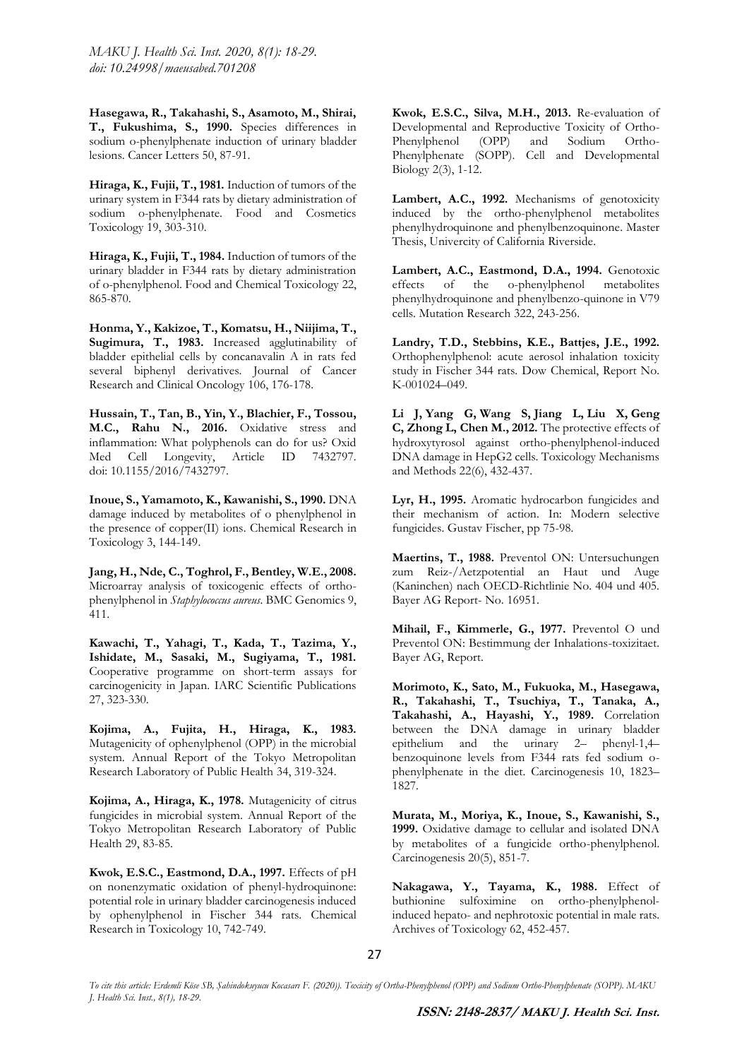**Hasegawa, R., Takahashi, S., Asamoto, M., Shirai, T., Fukushima, S., 1990.** Species differences in sodium o-phenylphenate induction of urinary bladder lesions. Cancer Letters 50, 87-91.

**Hiraga, K., Fujii, T., 1981.** Induction of tumors of the urinary system in F344 rats by dietary administration of sodium o-phenylphenate. Food and Cosmetics Toxicology 19, 303-310.

**Hiraga, K., Fujii, T., 1984.** Induction of tumors of the urinary bladder in F344 rats by dietary administration of o-phenylphenol. Food and Chemical Toxicology 22, 865-870.

**Honma, Y., Kakizoe, T., Komatsu, H., Niijima, T., Sugimura, T., 1983.** Increased agglutinability of bladder epithelial cells by concanavalin A in rats fed several biphenyl derivatives. Journal of Cancer Research and Clinical Oncology 106, 176-178.

**Hussain, T., Tan, B., Yin, Y., Blachier, F., Tossou, M.C., Rahu N., 2016.** Oxidative stress and inflammation: What polyphenols can do for us? Oxid Med Cell Longevity, Article ID 7432797. doi: 10.1155/2016/7432797.

**Inoue, S., Yamamoto, K., Kawanishi, S., 1990.** DNA damage induced by metabolites of o phenylphenol in the presence of copper(II) ions. Chemical Research in Toxicology 3, 144-149.

**Jang, H., Nde, C., Toghrol, F., Bentley, W.E., 2008.** Microarray analysis of toxicogenic effects of ortho-phenylphenol in *Staphylococcus aureus*. BMC Genomics 9, 411.

**Kawachi, T., Yahagi, T., Kada, T., Tazima, Y., Ishidate, M., Sasaki, M., Sugiyama, T., 1981.** Cooperative programme on short-term assays for carcinogenicity in Japan. IARC Scientific Publications 27, 323-330.

**Kojima, A., Fujita, H., Hiraga, K., 1983.** Mutagenicity of ophenylphenol (OPP) in the microbial system. Annual Report of the Tokyo Metropolitan Research Laboratory of Public Health 34, 319-324.

**Kojima, A., Hiraga, K., 1978.** Mutagenicity of citrus fungicides in microbial system. Annual Report of the Tokyo Metropolitan Research Laboratory of Public Health 29, 83-85.

**Kwok, E.S.C., Eastmond, D.A., 1997.** Effects of pH on nonenzymatic oxidation of phenyl-hydroquinone: potential role in urinary bladder carcinogenesis induced by ophenylphenol in Fischer 344 rats. Chemical Research in Toxicology 10, 742-749.

**Kwok, E.S.C., Silva, M.H., 2013.** Re-evaluation of Developmental and Reproductive Toxicity of Ortho-Phenylphenol (OPP) and Sodium Ortho-Phenylphenate (SOPP). Cell and Developmental Biology 2(3), 1-12.

**Lambert, A.C., 1992.** Mechanisms of genotoxicity induced by the ortho-phenylphenol metabolites phenylhydroquinone and phenylbenzoquinone. Master Thesis, Univercity of California Riverside.

**Lambert, A.C., Eastmond, D.A., 1994.** Genotoxic effects of the o-phenylphenol metabolites phenylhydroquinone and phenylbenzo-quinone in V79 cells. Mutation Research 322, 243-256.

**Landry, T.D., Stebbins, K.E., Battjes, J.E., 1992.** Orthophenylphenol: acute aerosol inhalation toxicity study in Fischer 344 rats. Dow Chemical, Report No. K-001024–049.

**Li J, Yang G, Wang S, Jiang L, Liu X, Geng C, Zhong L, Chen M., 2012.** The protective effects of hydroxytyrosol against ortho-phenylphenol-induced DNA damage in HepG2 cells. Toxicology Mechanisms and Methods 22(6), 432-437.

**Lyr, H., 1995.** Aromatic hydrocarbon fungicides and their mechanism of action. In: Modern selective fungicides. Gustav Fischer, pp 75-98.

**Maertins, T., 1988.** Preventol ON: Untersuchungen zum Reiz-/Aetzpotential an Haut und Auge (Kaninchen) nach OECD-Richtlinie No. 404 und 405. Bayer AG Report- No. 16951.

**Mihail, F., Kimmerle, G., 1977.** Preventol O und Preventol ON: Bestimmung der Inhalations-toxizitaet. Bayer AG, Report.

**Morimoto, K., Sato, M., Fukuoka, M., Hasegawa, R., Takahashi, T., Tsuchiya, T., Tanaka, A., Takahashi, A., Hayashi, Y., 1989.** Correlation between the DNA damage in urinary bladder epithelium and the urinary 2– phenyl-1,4– benzoquinone levels from F344 rats fed sodium o-phenylphenate in the diet. Carcinogenesis 10, 1823–1827.

**Murata, M., Moriya, K., Inoue, S., Kawanishi, S., 1999.** Oxidative damage to cellular and isolated DNA by metabolites of a fungicide ortho-phenylphenol. Carcinogenesis 20(5), 851-7.

**Nakagawa, Y., Tayama, K., 1988.** Effect of buthionine sulfoximine on ortho-phenylphenol-induced hepato- and nephrotoxic potential in male rats. Archives of Toxicology 62, 452-457.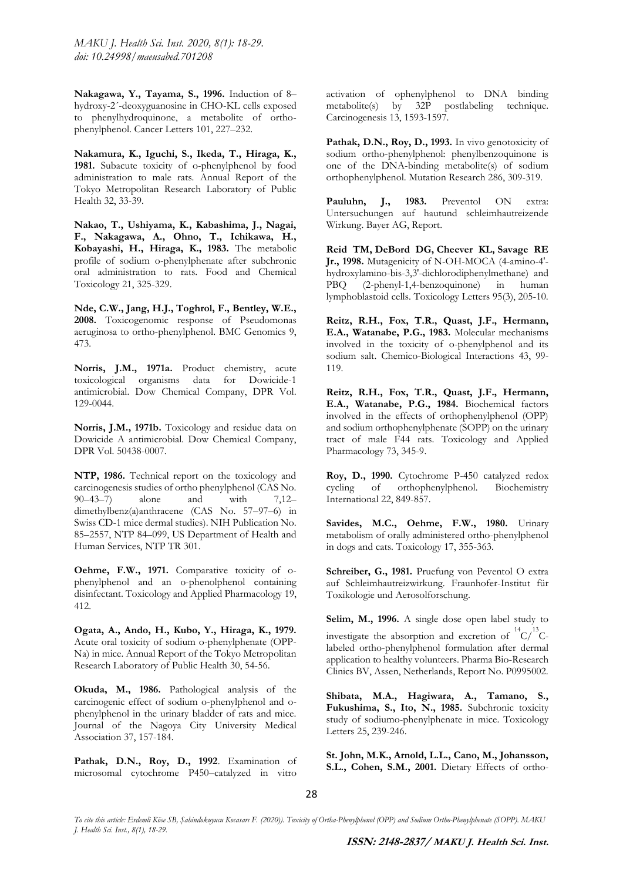**Nakagawa, Y., Tayama, S., 1996.** Induction of 8–hydroxy-2´-deoxyguanosine in CHO-KL cells exposed to phenylhydroquinone, a metabolite of ortho-phenylphenol. Cancer Letters 101, 227–232.

**Nakamura, K., Iguchi, S., Ikeda, T., Hiraga, K., 1981.** Subacute toxicity of o-phenylphenol by food administration to male rats. Annual Report of the Tokyo Metropolitan Research Laboratory of Public Health 32, 33-39.

**Nakao, T., Ushiyama, K., Kabashima, J., Nagai, F., Nakagawa, A., Ohno, T., Ichikawa, H., Kobayashi, H., Hiraga, K., 1983.** The metabolic profile of sodium o-phenylphenate after subchronic oral administration to rats. Food and Chemical Toxicology 21, 325-329.

**Nde, C.W., Jang, H.J., Toghrol, F., Bentley, W.E., 2008.** Toxicogenomic response of Pseudomonas aeruginosa to ortho-phenylphenol. BMC Genomics 9, 473.

**Norris, J.M., 1971a.** Product chemistry, acute toxicological organisms data for Dowicide-1 antimicrobial. Dow Chemical Company, DPR Vol. 129-0044.

**Norris, J.M., 1971b.** Toxicology and residue data on Dowicide A antimicrobial. Dow Chemical Company, DPR Vol. 50438-0007.

**NTP, 1986.** Technical report on the toxicology and carcinogenesis studies of ortho phenylphenol (CAS No. 90–43–7) alone and with 7,12–dimethylbenz(a)anthracene (CAS No. 57–97–6) in Swiss CD-1 mice dermal studies). NIH Publication No. 85–2557, NTP 84–099, US Department of Health and Human Services, NTP TR 301.

**Oehme, F.W., 1971.** Comparative toxicity of o-phenylphenol and an o-phenolphenol containing disinfectant. Toxicology and Applied Pharmacology 19, 412.

**Ogata, A., Ando, H., Kubo, Y., Hiraga, K., 1979.** Acute oral toxicity of sodium o-phenylphenate (OPP-Na) in mice. Annual Report of the Tokyo Metropolitan Research Laboratory of Public Health 30, 54-56.

**Okuda, M., 1986.** Pathological analysis of the carcinogenic effect of sodium o-phenylphenol and o-phenylphenol in the urinary bladder of rats and mice. Journal of the Nagoya City University Medical Association 37, 157-184.

**Pathak, D.N., Roy, D., 1992**. Examination of microsomal cytochrome P450–catalyzed in vitro activation of ophenylphenol to DNA binding metabolite(s) by 32P postlabeling technique. Carcinogenesis 13, 1593-1597.

**Pathak, D.N., Roy, D., 1993.** In vivo genotoxicity of sodium ortho-phenylphenol: phenylbenzoquinone is one of the DNA-binding metabolite(s) of sodium orthophenylphenol. Mutation Research 286, 309-319.

**Pauluhn, J., 1983.** Preventol ON extra: Untersuchungen auf hautund schleimhautreizende Wirkung. Bayer AG, Report.

**Reid TM, DeBord DG, Cheever KL, Savage RE Jr., 1998.** Mutagenicity of N-OH-MOCA (4-amino-4'-hydroxylamino-bis-3,3'-dichlorodiphenylmethane) and PBQ (2-phenyl-1,4-benzoquinone) in human lymphoblastoid cells. Toxicology Letters 95(3), 205-10.

**Reitz, R.H., Fox, T.R., Quast, J.F., Hermann, E.A., Watanabe, P.G., 1983.** Molecular mechanisms involved in the toxicity of o-phenylphenol and its sodium salt. Chemico-Biological Interactions 43, 99-119.

**Reitz, R.H., Fox, T.R., Quast, J.F., Hermann, E.A., Watanabe, P.G., 1984.** Biochemical factors involved in the effects of orthophenylphenol (OPP) and sodium orthophenylphenate (SOPP) on the urinary tract of male F44 rats. Toxicology and Applied Pharmacology 73, 345-9.

**Roy, D., 1990.** Cytochrome P-450 catalyzed redox cycling of orthophenylphenol. Biochemistry International 22, 849-857.

**Savides, M.C., Oehme, F.W., 1980.** Urinary metabolism of orally administered ortho-phenylphenol in dogs and cats. Toxicology 17, 355-363.

**Schreiber, G., 1981.** Pruefung von Peventol O extra auf Schleimhautreizwirkung. Fraunhofer-Institut für Toxikologie und Aerosolforschung.

**Selim, M., 1996.** A single dose open label study to investigate the absorption and excretion of $^{14}C/^{13}C$-labeled ortho-phenylphenol formulation after dermal application to healthy volunteers. Pharma Bio-Research Clinics BV, Assen, Netherlands, Report No. P0995002.

**Shibata, M.A., Hagiwara, A., Tamano, S., Fukushima, S., Ito, N., 1985.** Subchronic toxicity study of sodiumo-phenylphenate in mice. Toxicology Letters 25, 239-246.

**St. John, M.K., Arnold, L.L., Cano, M., Johansson, S.L., Cohen, S.M., 2001.** Dietary Effects of ortho-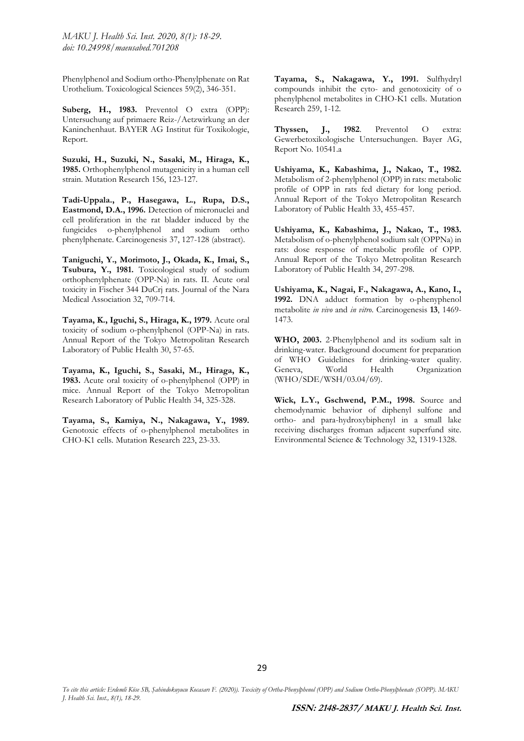Phenylphenol and Sodium ortho-Phenylphenate on Rat Urothelium. Toxicological Sciences 59(2), 346-351.

**Suberg, H., 1983.** Preventol O extra (OPP): Untersuchung auf primaere Reiz-/Aetzwirkung an der Kaninchenhaut. BAYER AG Institut für Toxikologie, Report.

**Suzuki, H., Suzuki, N., Sasaki, M., Hiraga, K., 1985.** Orthophenylphenol mutagenicity in a human cell strain. Mutation Research 156, 123-127.

**Tadi-Uppala., P., Hasegawa, L., Rupa, D.S., Eastmond, D.A., 1996.** Detection of micronuclei and cell proliferation in the rat bladder induced by the fungicides o-phenylphenol and sodium ortho phenylphenate. Carcinogenesis 37, 127-128 (abstract).

**Taniguchi, Y., Morimoto, J., Okada, K., Imai, S., Tsubura, Y., 1981.** Toxicological study of sodium orthophenylphenate (OPP-Na) in rats. II. Acute oral toxicity in Fischer 344 DuCrj rats. Journal of the Nara Medical Association 32, 709-714.

**Tayama, K., Iguchi, S., Hiraga, K., 1979.** Acute oral toxicity of sodium o-phenylphenol (OPP-Na) in rats. Annual Report of the Tokyo Metropolitan Research Laboratory of Public Health 30, 57-65.

**Tayama, K., Iguchi, S., Sasaki, M., Hiraga, K., 1983.** Acute oral toxicity of o-phenylphenol (OPP) in mice. Annual Report of the Tokyo Metropolitan Research Laboratory of Public Health 34, 325-328.

**Tayama, S., Kamiya, N., Nakagawa, Y., 1989.** Genotoxic effects of o-phenylphenol metabolites in CHO-K1 cells. Mutation Research 223, 23-33.

**Tayama, S., Nakagawa, Y., 1991.** Sulfhydryl compounds inhibit the cyto- and genotoxicity of o phenylphenol metabolites in CHO-K1 cells. Mutation Research 259, 1-12.

**Thyssen, J., 1982**. Preventol O extra: Gewerbetoxikologische Untersuchungen. Bayer AG, Report No. 10541.a

**Ushiyama, K., Kabashima, J., Nakao, T., 1982.** Metabolism of 2-phenylphenol (OPP) in rats: metabolic profile of OPP in rats fed dietary for long period. Annual Report of the Tokyo Metropolitan Research Laboratory of Public Health 33, 455-457.

**Ushiyama, K., Kabashima, J., Nakao, T., 1983.** Metabolism of o-phenylphenol sodium salt (OPPNa) in rats: dose response of metabolic profile of OPP. Annual Report of the Tokyo Metropolitan Research Laboratory of Public Health 34, 297-298.

**Ushiyama, K., Nagai, F., Nakagawa, A., Kano, I., 1992.** DNA adduct formation by o-phenyphenol metabolite *in vivo* and *in vitro*. Carcinogenesis **13**, 1469-1473.

**WHO, 2003.** 2-Phenylphenol and its sodium salt in drinking-water. Background document for preparation of WHO Guidelines for drinking-water quality. Geneva, World Health Organization (WHO/SDE/WSH/03.04/69).

**Wick, L.Y., Gschwend, P.M., 1998.** Source and chemodynamic behavior of diphenyl sulfone and ortho- and para-hydroxybiphenyl in a small lake receiving discharges froman adjacent superfund site. Environmental Science & Technology 32, 1319-1328.